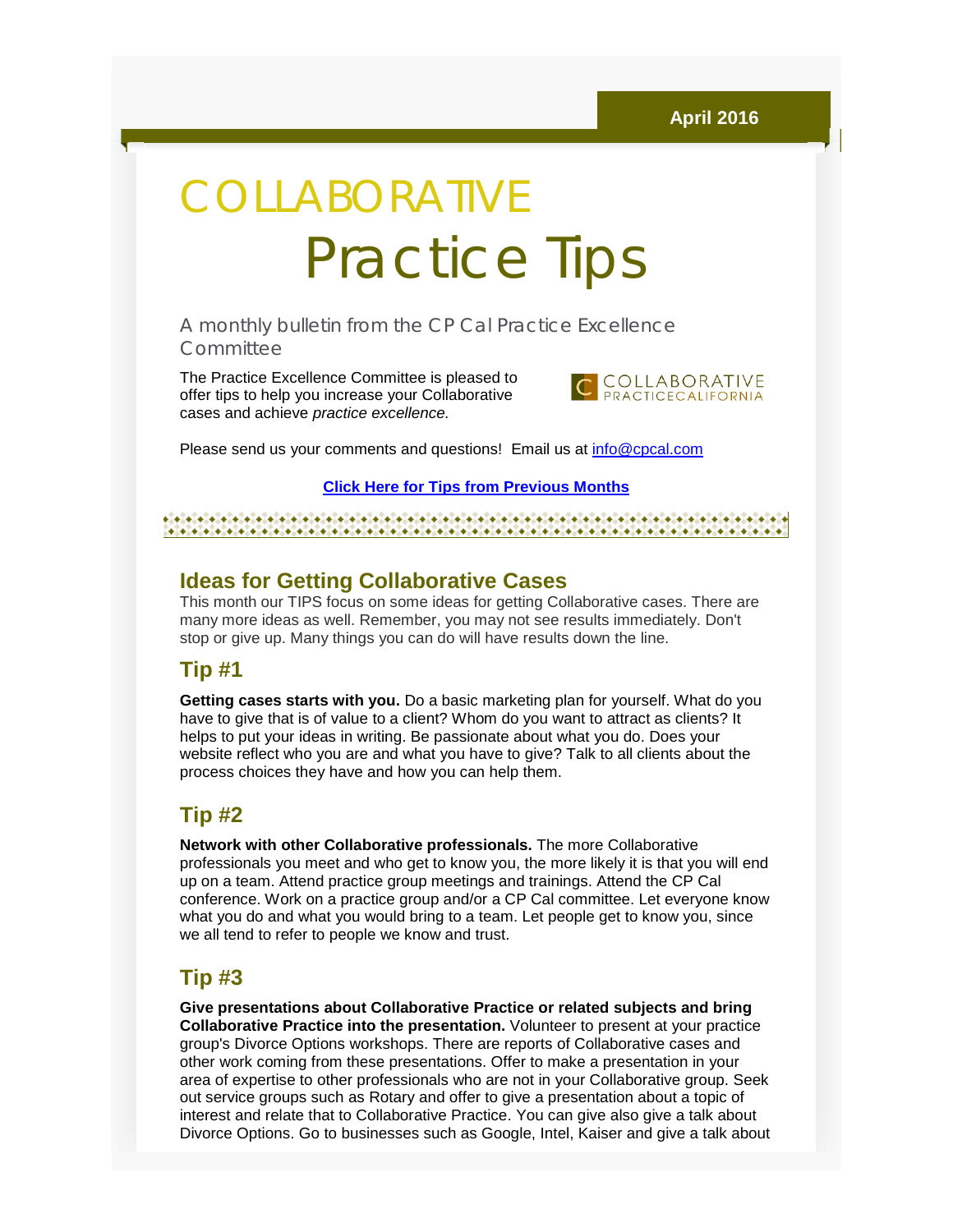April 2016

# COLLABORATIVE Practice Tips

A monthly bulletin from the CP Cal Practice Excellence Committee

The Practice Excellence Committee is pleased to offer tips to help you increase your Collaborative cases and achieve *practice excellence.*

COLLABORATIVE PRACTICECALIFORNIA

Please send us your comments and questions! Email us at info@cpcal.com

**Click Here for Tips from Previous Months**

## Ideas for Getting Collaborative Cases

This month our TIPS focus on some ideas for getting Collaborative cases. There are many more ideas as well. Remember, you may not see results immediately. Don't stop or give up. Many things you can do will have results down the line.

### Tip #1

**Getting cases starts with you.** Do a basic marketing plan for yourself. What do you have to give that is of value to a client? Whom do you want to attract as clients? It helps to put your ideas in writing. Be passionate about what you do. Does your website reflect who you are and what you have to give? Talk to all clients about the process choices they have and how you can help them.

### Tip #2

**Network with other Collaborative professionals.** The more Collaborative professionals you meet and who get to know you, the more likely it is that you will end up on a team. Attend practice group meetings and trainings. Attend the CP Cal conference. Work on a practice group and/or a CP Cal committee. Let everyone know what you do and what you would bring to a team. Let people get to know you, since we all tend to refer to people we know and trust.

### Tip #3

**Give presentations about Collaborative Practice or related subjects and bring Collaborative Practice into the presentation.** Volunteer to present at your practice group's Divorce Options workshops. There are reports of Collaborative cases and other work coming from these presentations. Offer to make a presentation in your area of expertise to other professionals who are not in your Collaborative group. Seek out service groups such as Rotary and offer to give a presentation about a topic of interest and relate that to Collaborative Practice. You can give also give a talk about Divorce Options. Go to businesses such as Google, Intel, Kaiser and give a talk about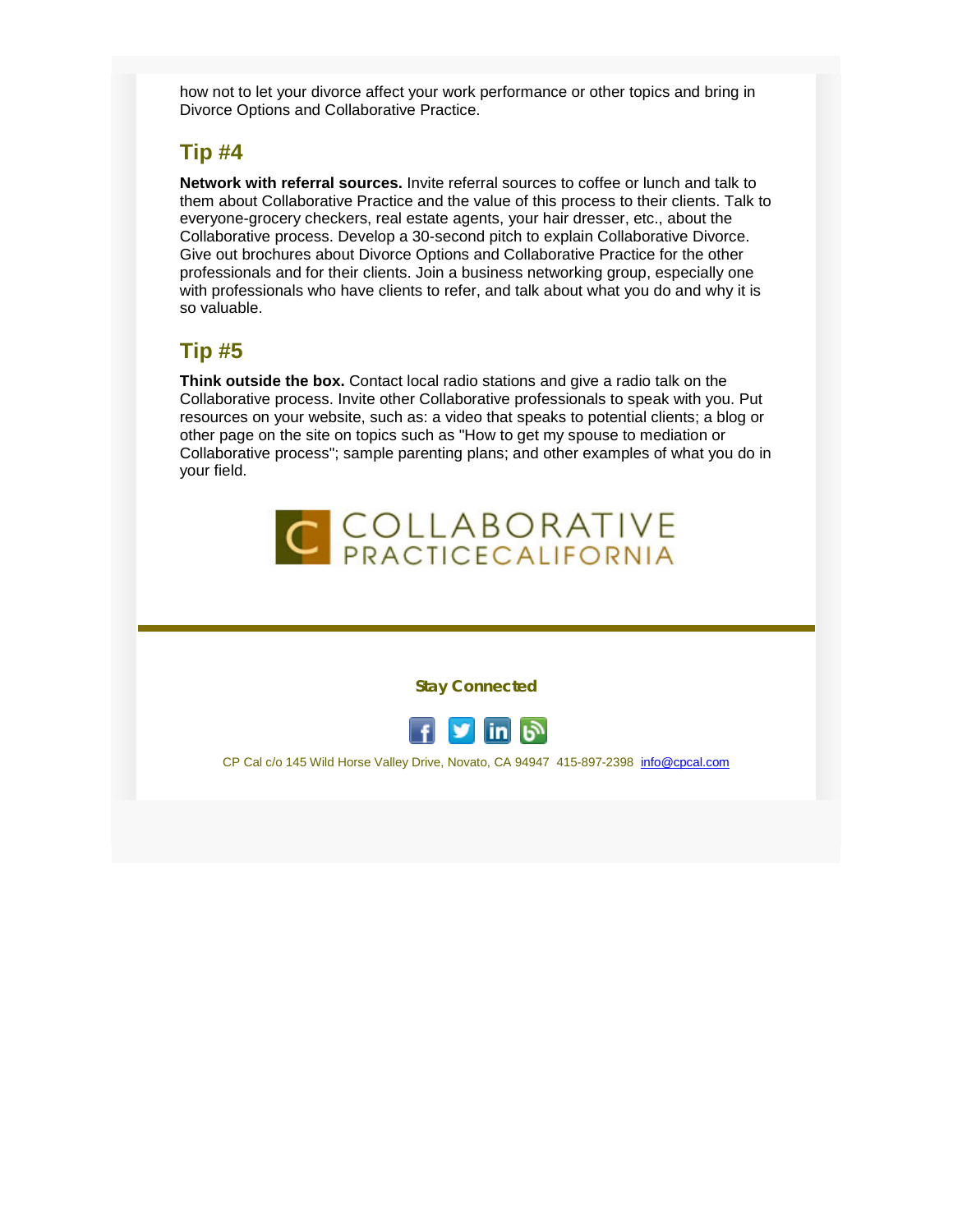how not to let your divorce affect your work performance or other topics and bring in Divorce Options and Collaborative Practice.

## Tip #4

**Network with referral sources.** Invite referral sources to coffee or lunch and talk to them about Collaborative Practice and the value of this process to their clients. Talk to everyone-grocery checkers, real estate agents, your hair dresser, etc., about the Collaborative process. Develop a 30-second pitch to explain Collaborative Divorce. Give out brochures about Divorce Options and Collaborative Practice for the other professionals and for their clients. Join a business networking group, especially one with professionals who have clients to refer, and talk about what you do and why it is so valuable.

## Tip #5

**Think outside the box.** Contact local radio stations and give a radio talk on the Collaborative process. Invite other Collaborative professionals to speak with you. Put resources on your website, such as: a video that speaks to potential clients; a blog or other page on the site on topics such as "How to get my spouse to mediation or Collaborative process"; sample parenting plans; and other examples of what you do in your field.

COLLABORATIVE PRACTICECALIFORNIA

**Stay Connected**

CP Cal c/o 145 Wild Horse Valley Drive, Novato, CA 94947 415-897-2398 info@cpcal.com